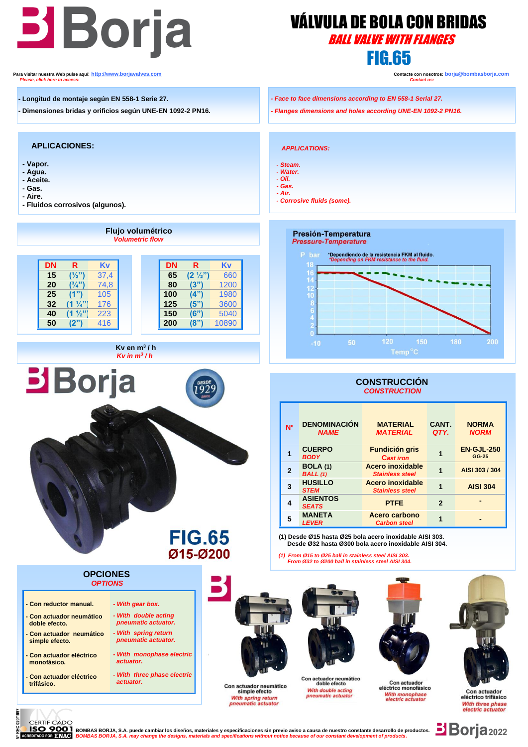# VÁLVULA DE BOLA CON BRIDAS

## *BALL VALVE WITH FLANGES*

## FIG.65

Para visitar nuestra Web pulse aquí: http://www.borjavalves.com
*Please, click here to access:*

Contacte con nosotros: borja@bombasborja.com
*Contact us:*

- Longitud de montaje según EN 558-1 Serie 27.
- Dimensiones bridas y orificios según UNE-EN 1092-2 PN16.

*- Face to face dimensions according to EN 558-1 Serial 27.*
*- Flanges dimensions and holes according UNE-EN 1092-2 PN16.*

### APLICACIONES:

- Vapor.
- Agua.
- Aceite.
- Gas.
- Aire.
- Fluidos corrosivos (algunos).

### *APPLICATIONS:*

*- Steam.*
*- Water.*
*- Oil.*
*- Gas.*
*- Air.*
*- Corrosive fluids (some).*

### Flujo volumétrico
*Volumetric flow*

| DN | R | Kv |
|---|---|---|
| 15 | (½") | 37,4 |
| 20 | (¾") | 74,8 |
| 25 | (1") | 105 |
| 32 | (1 ¼") | 176 |
| 40 | (1 ½") | 223 |
| 50 | (2") | 416 |

| DN | R | Kv |
|---|---|---|
| 65 | (2 ½") | 660 |
| 80 | (3") | 1200 |
| 100 | (4") | 1980 |
| 125 | (5") | 3600 |
| 150 | (6") | 5040 |
| 200 | (8") | 10890 |

Kv en $m^3$ / h
*Kv in $m^3$ / h*

### Presión-Temperatura
*Pressure-Temperature*

P bar — *Dependiendo de la resistencia FKM al fluido.
*\*Depending on FKM resistance to the fluid.*

Temp °C: -10, 50, 120, 150, 180, 200

FIG.65
Ø15-Ø200

### CONSTRUCCIÓN
*CONSTRUCTION*

| Nº | DENOMINACIÓN *NAME* | MATERIAL *MATERIAL* | CANT. *QTY.* | NORMA *NORM* |
|---|---|---|---|---|
| 1 | CUERPO *BODY* | Fundición gris *Cast iron* | 1 | EN-GJL-250 GG-25 |
| 2 | BOLA (1) *BALL (1)* | Acero inoxidable *Stainless steel* | 1 | AISI 303 / 304 |
| 3 | HUSILLO *STEM* | Acero inoxidable *Stainless steel* | 1 | AISI 304 |
| 4 | ASIENTOS *SEATS* | PTFE | 2 | - |
| 5 | MANETA *LEVER* | Acero carbono *Carbon steel* | 1 | - |

(1) Desde Ø15 hasta Ø25 bola acero inoxidable AISI 303.
Desde Ø32 hasta Ø300 bola acero inoxidable AISI 304.

*(1) From Ø15 to Ø25 ball in stainless steel AISI 303.*
*From Ø32 to Ø200 ball in stainless steel AISI 304.*

### OPCIONES
*OPTIONS*

| | |
|---|---|
| - Con reductor manual. | *- With gear box.* |
| - Con actuador neumático doble efecto. | *- With double acting pneumatic actuator.* |
| - Con actuador neumático simple efecto. | *- With spring return pneumatic actuator.* |
| - Con actuador eléctrico monofásico. | *- With monophase electric actuator.* |
| - Con actuador eléctrico trifásico. | *- With three phase electric actuator.* |

Con actuador neumático simple efecto
*With spring return pneumatic actuator*

Con actuador neumático doble efecto
*With double acting pneumatic actuator*

Con actuador eléctrico monofásico
*With monophase electric actuator*

Con actuador eléctrico trifásico
*With three phase electric actuator*

BOMBAS BORJA, S.A. puede cambiar los diseños, materiales y especificaciones sin previo aviso a causa de nuestro constante desarrollo de productos.
*BOMBAS BORJA, S.A. may change the designs, materials and specifications without notice because of our constant development of products.*

Borja 2022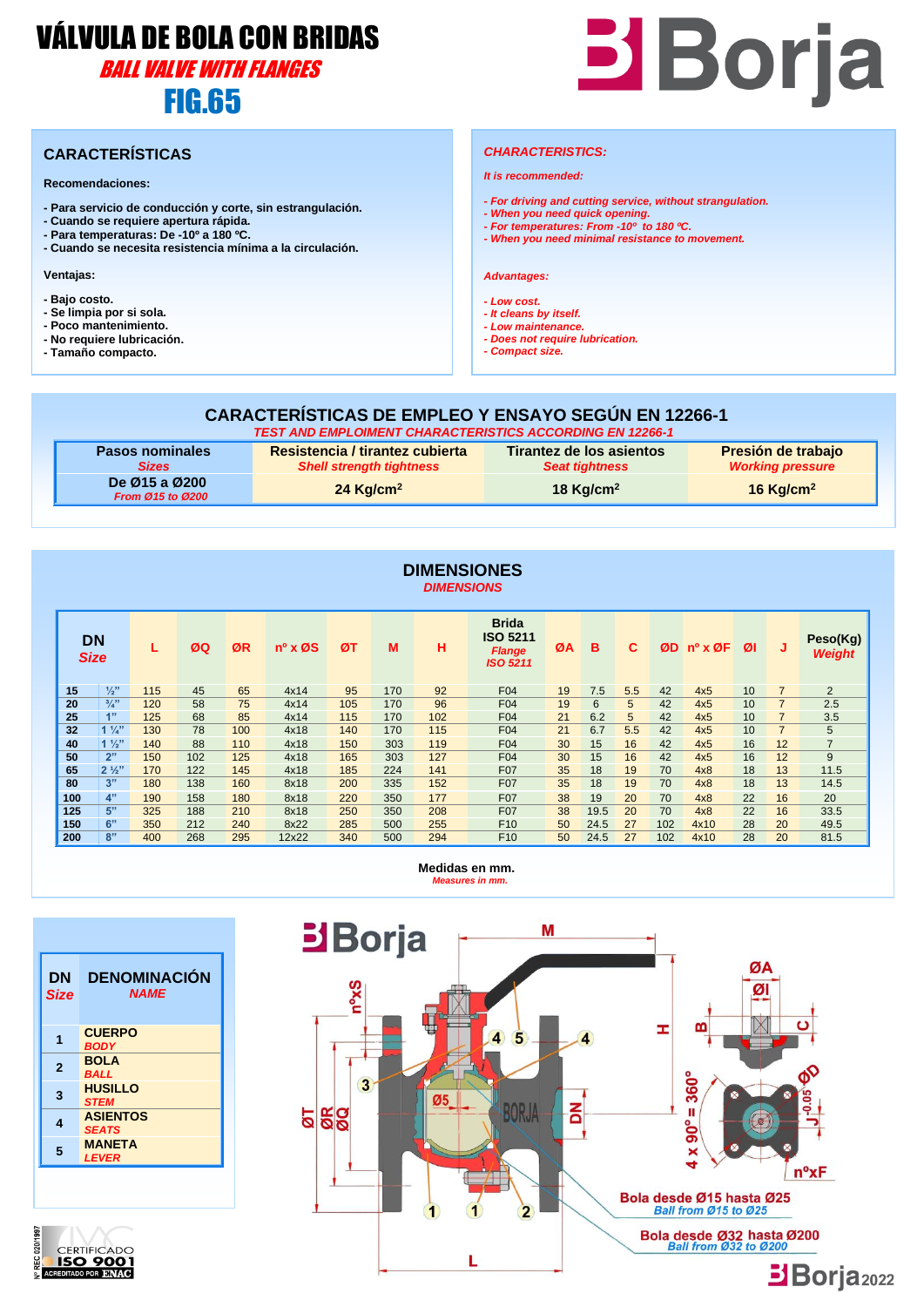# VÁLVULA DE BOLA CON BRIDAS

## *BALL VALVE WITH FLANGES*

## FIG.65

Borja

### CARACTERÍSTICAS

**Recomendaciones:**

- Para servicio de conducción y corte, sin estrangulación.
- Cuando se requiere apertura rápida.
- Para temperaturas: De -10º a 180 ºC.
- Cuando se necesita resistencia mínima a la circulación.

**Ventajas:**

- Bajo costo.
- Se limpia por si sola.
- Poco mantenimiento.
- No requiere lubricación.
- Tamaño compacto.

### *CHARACTERISTICS:*

*It is recommended:*

- *For driving and cutting service, without strangulation.*
- *When you need quick opening.*
- *For temperatures: From -10º to 180 ºC.*
- *When you need minimal resistance to movement.*

*Advantages:*

- *Low cost.*
- *It cleans by itself.*
- *Low maintenance.*
- *Does not require lubrication.*
- *Compact size.*

## CARACTERÍSTICAS DE EMPLEO Y ENSAYO SEGÚN EN 12266-1

*TEST AND EMPLOIMENT CHARACTERISTICS ACCORDING EN 12266-1*

| Pasos nominales *Sizes* | Resistencia / tirantez cubierta *Shell strength tightness* | Tirantez de los asientos *Seat tightness* | Presión de trabajo *Working pressure* |
|---|---|---|---|
| De Ø15 a Ø200 *From Ø15 to Ø200* | 24 Kg/cm² | 18 Kg/cm² | 16 Kg/cm² |

## DIMENSIONES

*DIMENSIONS*

| DN *Size* | | L | ØQ | ØR | nº x ØS | ØT | M | H | Brida ISO 5211 *Flange ISO 5211* | ØA | B | C | ØD | nº x ØF | ØI | J | Peso(Kg) *Weight* |
|---|---|---|---|---|---|---|---|---|---|---|---|---|---|---|---|---|---|
| 15 | ½" | 115 | 45 | 65 | 4x14 | 95 | 170 | 92 | F04 | 19 | 7.5 | 5.5 | 42 | 4x5 | 10 | 7 | 2 |
| 20 | ¾" | 120 | 58 | 75 | 4x14 | 105 | 170 | 96 | F04 | 19 | 6 | 5 | 42 | 4x5 | 10 | 7 | 2.5 |
| 25 | 1" | 125 | 68 | 85 | 4x14 | 115 | 170 | 102 | F04 | 21 | 6.2 | 5 | 42 | 4x5 | 10 | 7 | 3.5 |
| 32 | 1 ¼" | 130 | 78 | 100 | 4x18 | 140 | 170 | 115 | F04 | 21 | 6.7 | 5.5 | 42 | 4x5 | 10 | 7 | 5 |
| 40 | 1 ½" | 140 | 88 | 110 | 4x18 | 150 | 303 | 119 | F04 | 30 | 15 | 16 | 42 | 4x5 | 16 | 12 | 7 |
| 50 | 2" | 150 | 102 | 125 | 4x18 | 165 | 303 | 127 | F04 | 30 | 15 | 16 | 42 | 4x5 | 16 | 12 | 9 |
| 65 | 2 ½" | 170 | 122 | 145 | 4x18 | 185 | 224 | 141 | F07 | 35 | 18 | 19 | 70 | 4x8 | 18 | 13 | 11.5 |
| 80 | 3" | 180 | 138 | 160 | 8x18 | 200 | 335 | 152 | F07 | 35 | 18 | 19 | 70 | 4x8 | 18 | 13 | 14.5 |
| 100 | 4" | 190 | 158 | 180 | 8x18 | 220 | 350 | 177 | F07 | 38 | 19 | 20 | 70 | 4x8 | 22 | 16 | 20 |
| 125 | 5" | 325 | 188 | 210 | 8x18 | 250 | 350 | 208 | F07 | 38 | 19.5 | 20 | 70 | 4x8 | 22 | 16 | 33.5 |
| 150 | 6" | 350 | 212 | 240 | 8x22 | 285 | 500 | 255 | F10 | 50 | 24.5 | 27 | 102 | 4x10 | 28 | 20 | 49.5 |
| 200 | 8" | 400 | 268 | 295 | 12x22 | 340 | 500 | 294 | F10 | 50 | 24.5 | 27 | 102 | 4x10 | 28 | 20 | 81.5 |

**Medidas en mm.**
*Measures in mm.*

| DN *Size* | DENOMINACIÓN *NAME* |
|---|---|
| 1 | **CUERPO** *BODY* |
| 2 | **BOLA** *BALL* |
| 3 | **HUSILLO** *STEM* |
| 4 | **ASIENTOS** *SEATS* |
| 5 | **MANETA** *LEVER* |

Borja

M

ØA

ØI

nºxS

H

B

C

ØD

4 x 90º = 360º

J -0.05

nºxF

ØT ØR ØQ

Ø5

DN

L

1 1 2 3 4 5 4

**Bola desde Ø15 hasta Ø25**
*Ball from Ø15 to Ø25*

**Bola desde Ø32 hasta Ø200**
*Ball from Ø32 to Ø200*

CERTIFICADO ISO 9001 ACREDITADO POR ENAC
Nº REG: 020/1997

Borja 2022